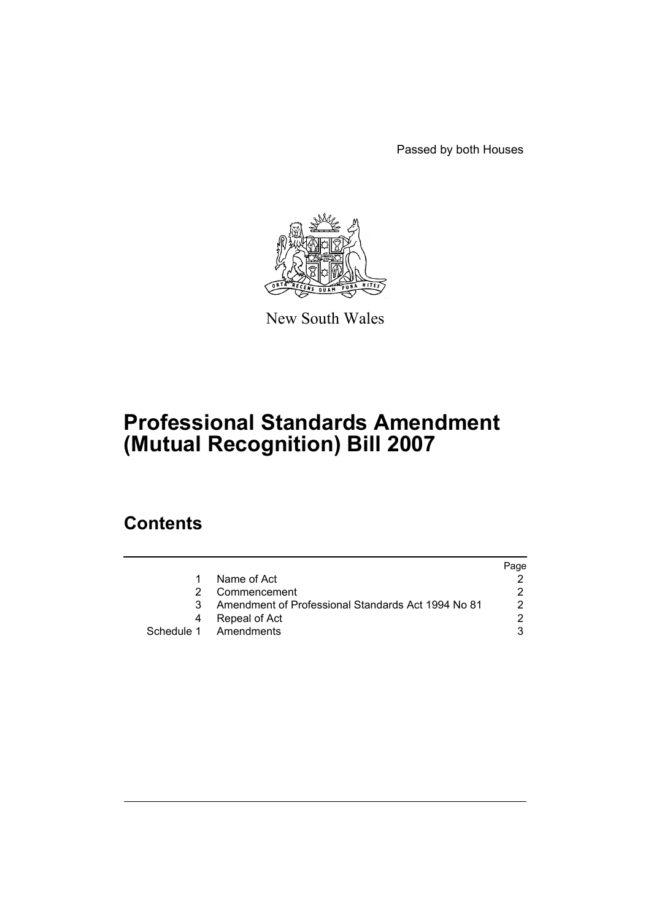Passed by both Houses

New South Wales

# Professional Standards Amendment (Mutual Recognition) Bill 2007

## Contents

| | | Page |
|---|---|---|
| 1 | Name of Act | 2 |
| 2 | Commencement | 2 |
| 3 | Amendment of Professional Standards Act 1994 No 81 | 2 |
| 4 | Repeal of Act | 2 |
| Schedule 1 | Amendments | 3 |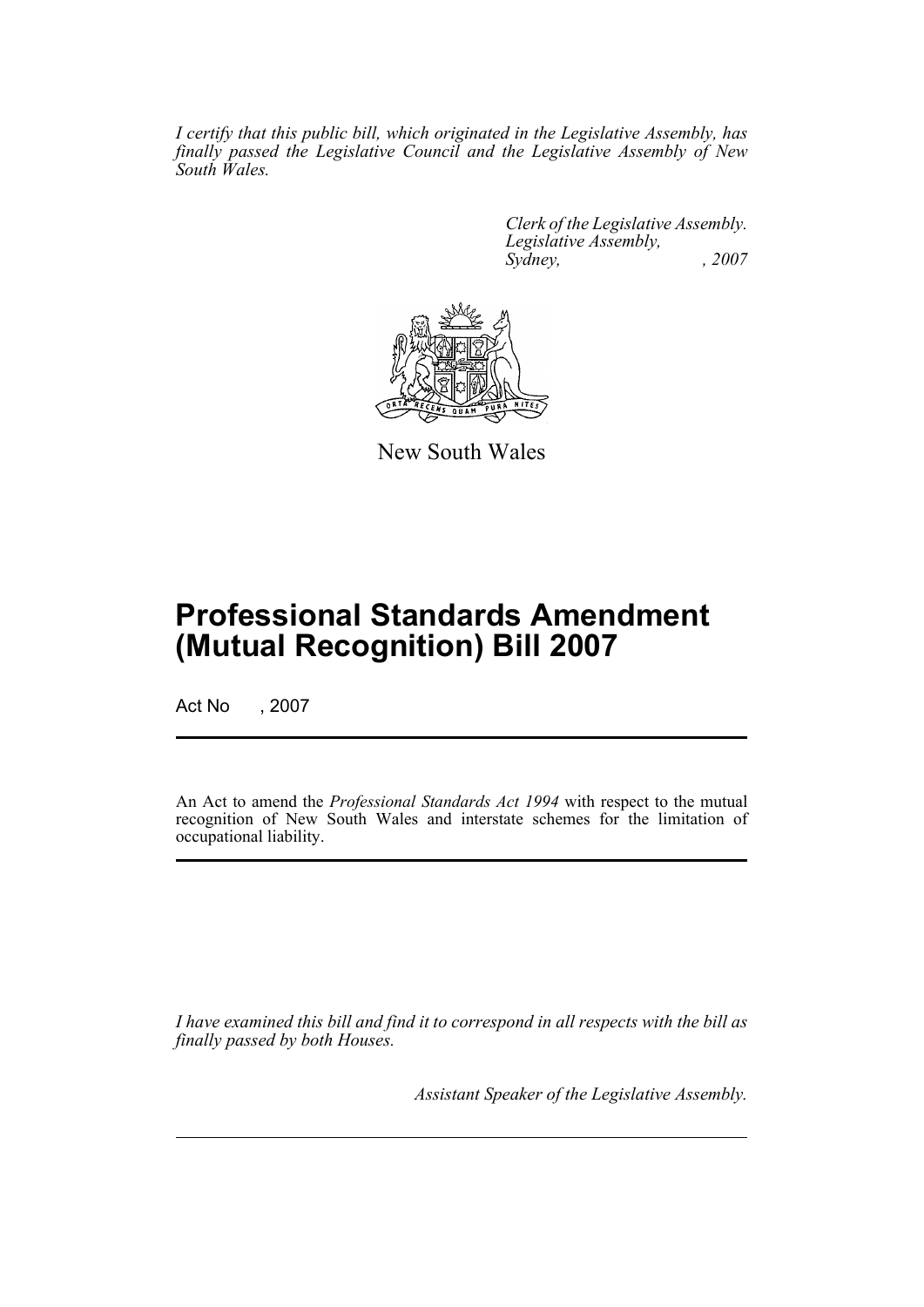*I certify that this public bill, which originated in the Legislative Assembly, has finally passed the Legislative Council and the Legislative Assembly of New South Wales.*

*Clerk of the Legislative Assembly.*
*Legislative Assembly,*
*Sydney, , 2007*

New South Wales

# Professional Standards Amendment (Mutual Recognition) Bill 2007

Act No , 2007

An Act to amend the *Professional Standards Act 1994* with respect to the mutual recognition of New South Wales and interstate schemes for the limitation of occupational liability.

*I have examined this bill and find it to correspond in all respects with the bill as finally passed by both Houses.*

*Assistant Speaker of the Legislative Assembly.*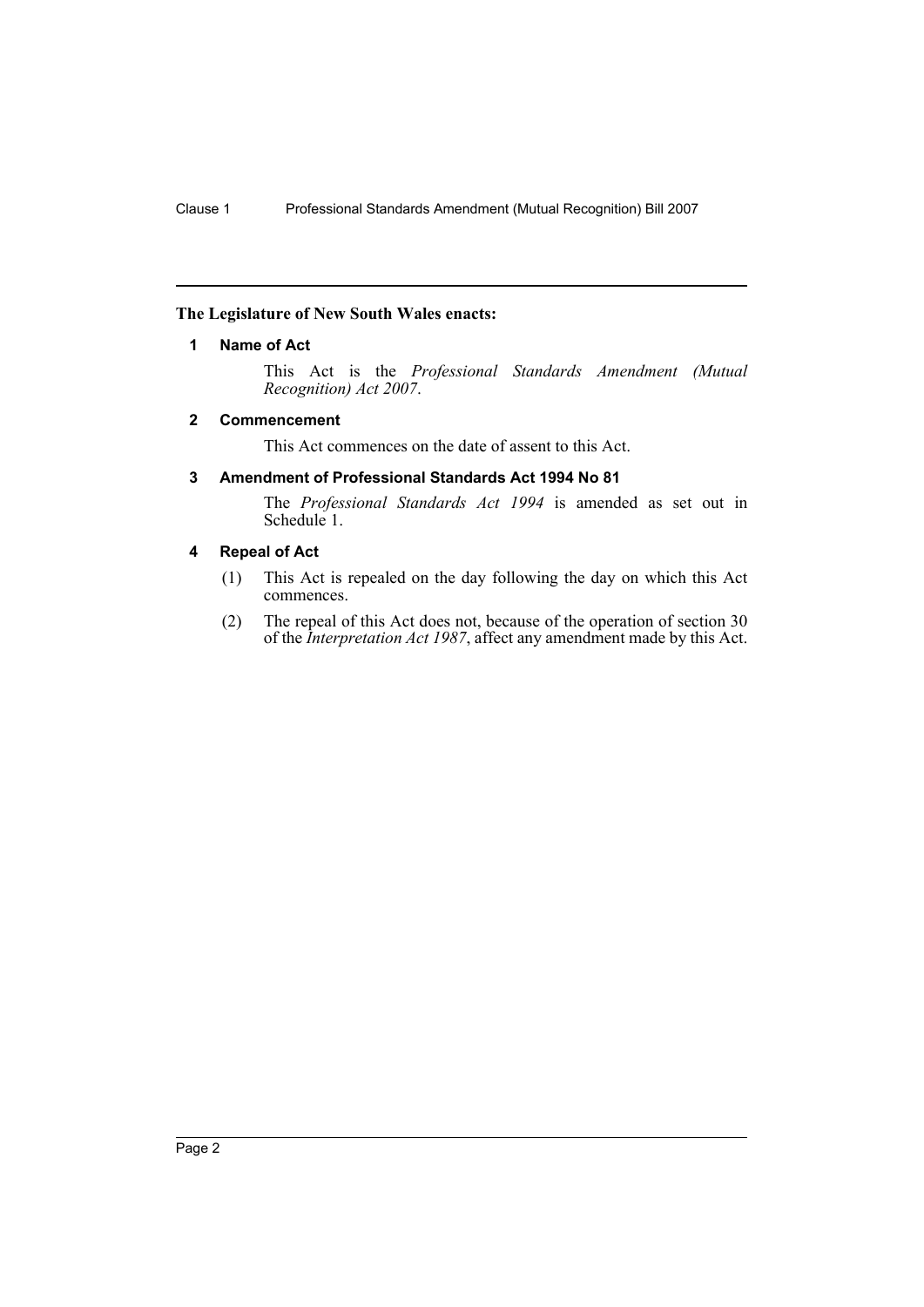**The Legislature of New South Wales enacts:**

### 1 Name of Act

This Act is the *Professional Standards Amendment (Mutual Recognition) Act 2007*.

### 2 Commencement

This Act commences on the date of assent to this Act.

### 3 Amendment of Professional Standards Act 1994 No 81

The *Professional Standards Act 1994* is amended as set out in Schedule 1.

### 4 Repeal of Act

(1) This Act is repealed on the day following the day on which this Act commences.

(2) The repeal of this Act does not, because of the operation of section 30 of the *Interpretation Act 1987*, affect any amendment made by this Act.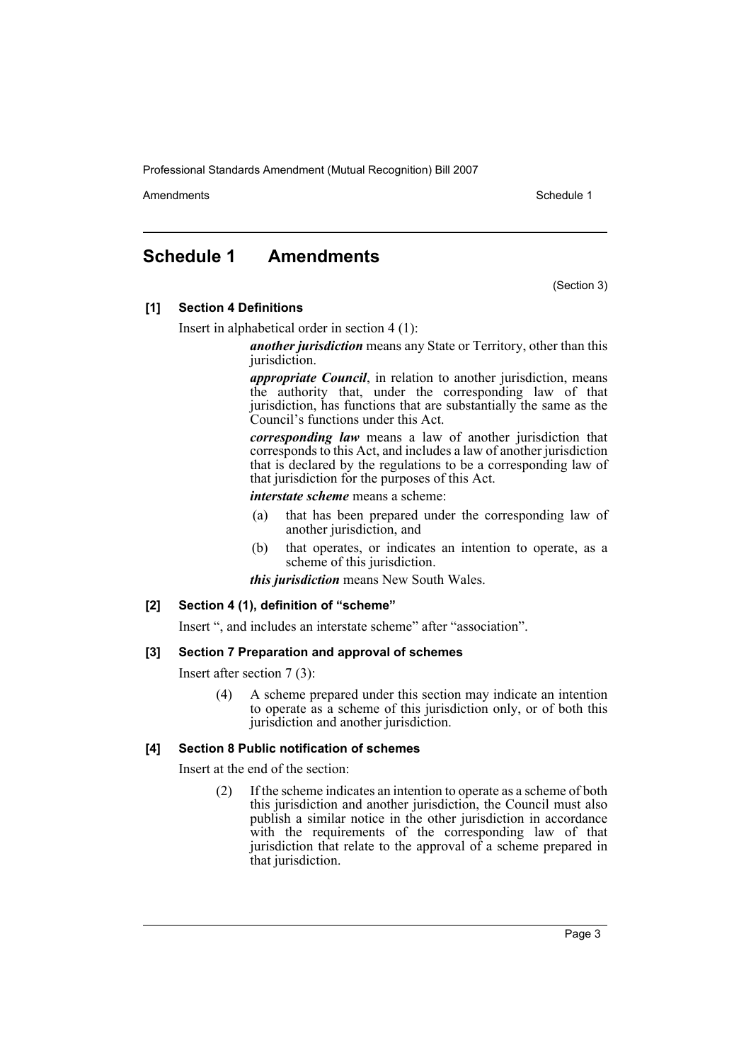## Schedule 1 Amendments

(Section 3)

**[1] Section 4 Definitions**

Insert in alphabetical order in section 4 (1):

> ***another jurisdiction*** means any State or Territory, other than this jurisdiction.
>
> ***appropriate Council***, in relation to another jurisdiction, means the authority that, under the corresponding law of that jurisdiction, has functions that are substantially the same as the Council's functions under this Act.
>
> ***corresponding law*** means a law of another jurisdiction that corresponds to this Act, and includes a law of another jurisdiction that is declared by the regulations to be a corresponding law of that jurisdiction for the purposes of this Act.
>
> ***interstate scheme*** means a scheme:
>
> (a) that has been prepared under the corresponding law of another jurisdiction, and
>
> (b) that operates, or indicates an intention to operate, as a scheme of this jurisdiction.
>
> ***this jurisdiction*** means New South Wales.

**[2] Section 4 (1), definition of "scheme"**

Insert ", and includes an interstate scheme" after "association".

**[3] Section 7 Preparation and approval of schemes**

Insert after section 7 (3):

> (4) A scheme prepared under this section may indicate an intention to operate as a scheme of this jurisdiction only, or of both this jurisdiction and another jurisdiction.

**[4] Section 8 Public notification of schemes**

Insert at the end of the section:

> (2) If the scheme indicates an intention to operate as a scheme of both this jurisdiction and another jurisdiction, the Council must also publish a similar notice in the other jurisdiction in accordance with the requirements of the corresponding law of that jurisdiction that relate to the approval of a scheme prepared in that jurisdiction.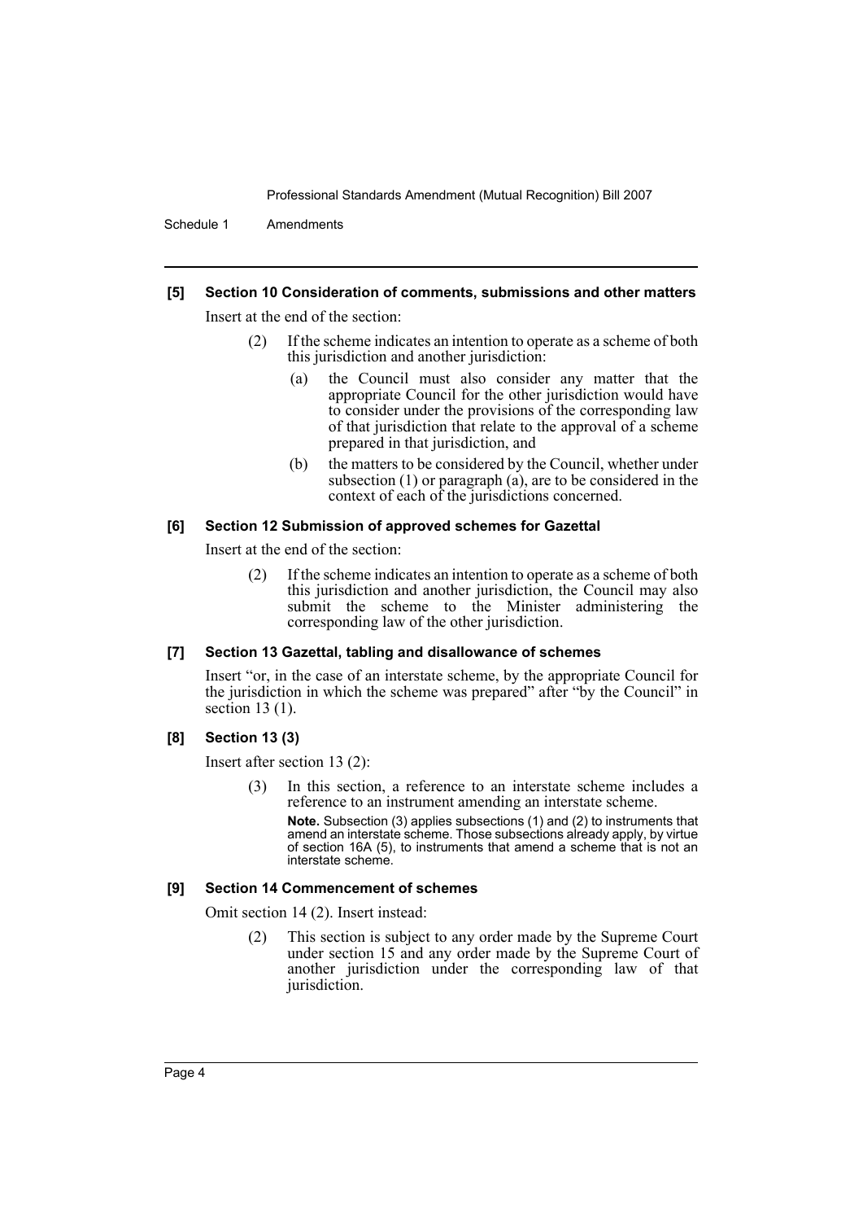**[5] Section 10 Consideration of comments, submissions and other matters**

Insert at the end of the section:

> (2) If the scheme indicates an intention to operate as a scheme of both this jurisdiction and another jurisdiction:
>
> (a) the Council must also consider any matter that the appropriate Council for the other jurisdiction would have to consider under the provisions of the corresponding law of that jurisdiction that relate to the approval of a scheme prepared in that jurisdiction, and
>
> (b) the matters to be considered by the Council, whether under subsection (1) or paragraph (a), are to be considered in the context of each of the jurisdictions concerned.

**[6] Section 12 Submission of approved schemes for Gazettal**

Insert at the end of the section:

> (2) If the scheme indicates an intention to operate as a scheme of both this jurisdiction and another jurisdiction, the Council may also submit the scheme to the Minister administering the corresponding law of the other jurisdiction.

**[7] Section 13 Gazettal, tabling and disallowance of schemes**

Insert "or, in the case of an interstate scheme, by the appropriate Council for the jurisdiction in which the scheme was prepared" after "by the Council" in section 13 (1).

**[8] Section 13 (3)**

Insert after section 13 (2):

> (3) In this section, a reference to an interstate scheme includes a reference to an instrument amending an interstate scheme.
>
> **Note.** Subsection (3) applies subsections (1) and (2) to instruments that amend an interstate scheme. Those subsections already apply, by virtue of section 16A (5), to instruments that amend a scheme that is not an interstate scheme.

**[9] Section 14 Commencement of schemes**

Omit section 14 (2). Insert instead:

> (2) This section is subject to any order made by the Supreme Court under section 15 and any order made by the Supreme Court of another jurisdiction under the corresponding law of that jurisdiction.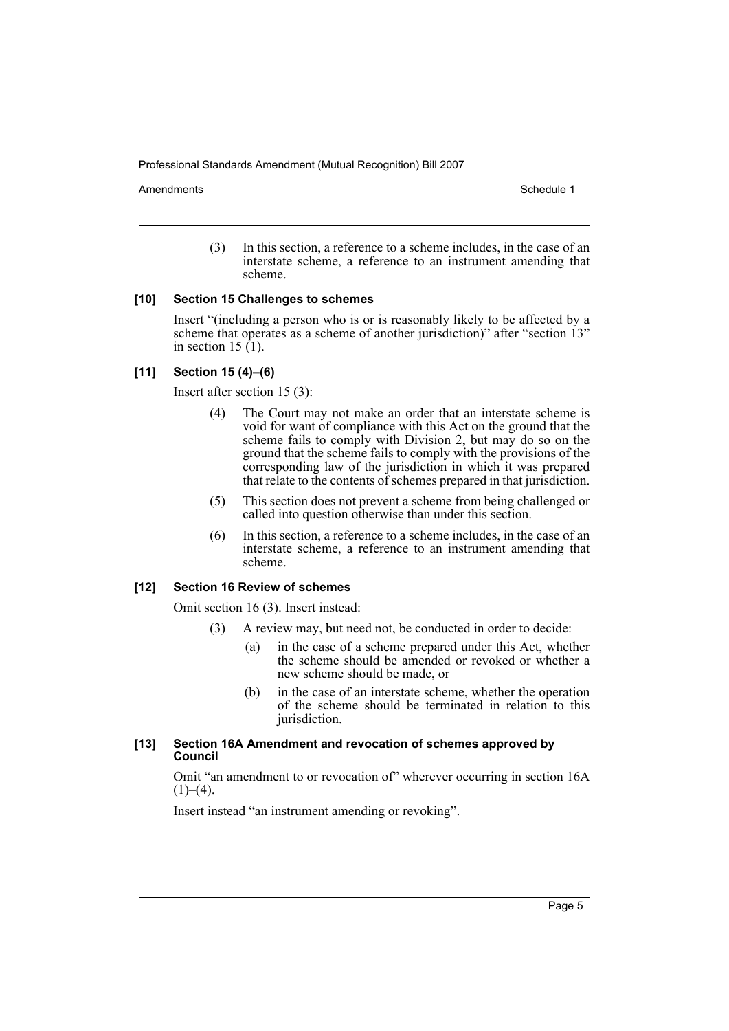(3) In this section, a reference to a scheme includes, in the case of an interstate scheme, a reference to an instrument amending that scheme.

### [10] Section 15 Challenges to schemes

Insert "(including a person who is or is reasonably likely to be affected by a scheme that operates as a scheme of another jurisdiction)" after "section 13" in section 15 (1).

### [11] Section 15 (4)–(6)

Insert after section 15 (3):

(4) The Court may not make an order that an interstate scheme is void for want of compliance with this Act on the ground that the scheme fails to comply with Division 2, but may do so on the ground that the scheme fails to comply with the provisions of the corresponding law of the jurisdiction in which it was prepared that relate to the contents of schemes prepared in that jurisdiction.

(5) This section does not prevent a scheme from being challenged or called into question otherwise than under this section.

(6) In this section, a reference to a scheme includes, in the case of an interstate scheme, a reference to an instrument amending that scheme.

### [12] Section 16 Review of schemes

Omit section 16 (3). Insert instead:

(3) A review may, but need not, be conducted in order to decide:

- (a) in the case of a scheme prepared under this Act, whether the scheme should be amended or revoked or whether a new scheme should be made, or
- (b) in the case of an interstate scheme, whether the operation of the scheme should be terminated in relation to this jurisdiction.

### [13] Section 16A Amendment and revocation of schemes approved by Council

Omit "an amendment to or revocation of" wherever occurring in section 16A (1)–(4).

Insert instead "an instrument amending or revoking".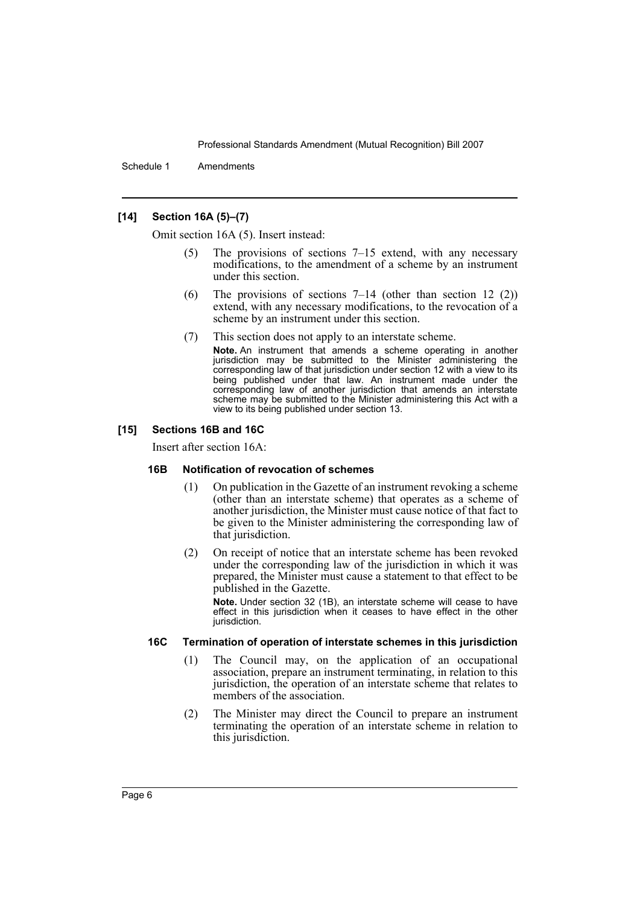**[14] Section 16A (5)–(7)**

Omit section 16A (5). Insert instead:

(5) The provisions of sections 7–15 extend, with any necessary modifications, to the amendment of a scheme by an instrument under this section.

(6) The provisions of sections 7–14 (other than section 12 (2)) extend, with any necessary modifications, to the revocation of a scheme by an instrument under this section.

(7) This section does not apply to an interstate scheme.

**Note.** An instrument that amends a scheme operating in another jurisdiction may be submitted to the Minister administering the corresponding law of that jurisdiction under section 12 with a view to its being published under that law. An instrument made under the corresponding law of another jurisdiction that amends an interstate scheme may be submitted to the Minister administering this Act with a view to its being published under section 13.

**[15] Sections 16B and 16C**

Insert after section 16A:

**16B Notification of revocation of schemes**

(1) On publication in the Gazette of an instrument revoking a scheme (other than an interstate scheme) that operates as a scheme of another jurisdiction, the Minister must cause notice of that fact to be given to the Minister administering the corresponding law of that jurisdiction.

(2) On receipt of notice that an interstate scheme has been revoked under the corresponding law of the jurisdiction in which it was prepared, the Minister must cause a statement to that effect to be published in the Gazette.

**Note.** Under section 32 (1B), an interstate scheme will cease to have effect in this jurisdiction when it ceases to have effect in the other jurisdiction.

**16C Termination of operation of interstate schemes in this jurisdiction**

(1) The Council may, on the application of an occupational association, prepare an instrument terminating, in relation to this jurisdiction, the operation of an interstate scheme that relates to members of the association.

(2) The Minister may direct the Council to prepare an instrument terminating the operation of an interstate scheme in relation to this jurisdiction.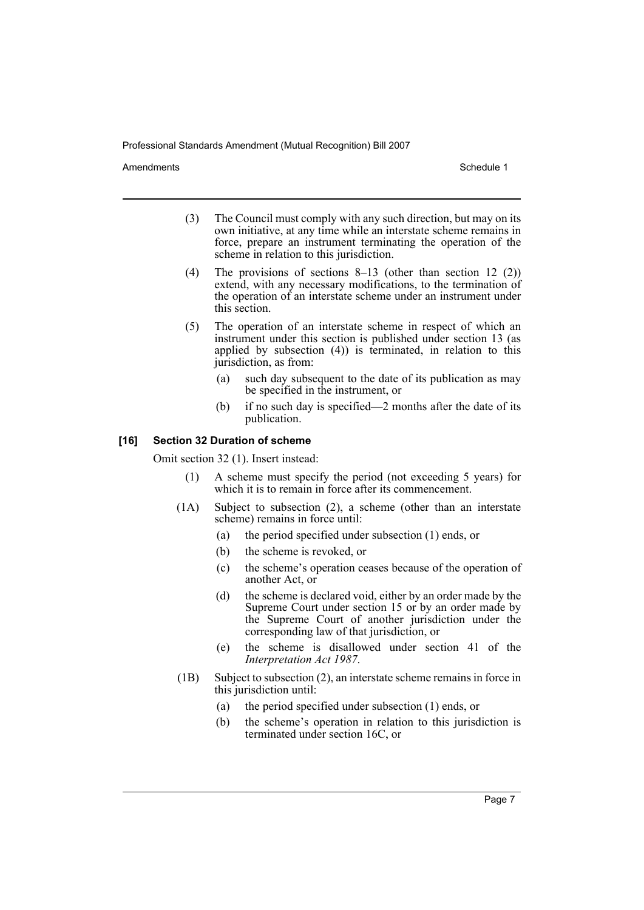(3) The Council must comply with any such direction, but may on its own initiative, at any time while an interstate scheme remains in force, prepare an instrument terminating the operation of the scheme in relation to this jurisdiction.

(4) The provisions of sections 8–13 (other than section 12 (2)) extend, with any necessary modifications, to the termination of the operation of an interstate scheme under an instrument under this section.

(5) The operation of an interstate scheme in respect of which an instrument under this section is published under section 13 (as applied by subsection (4)) is terminated, in relation to this jurisdiction, as from:

- (a) such day subsequent to the date of its publication as may be specified in the instrument, or
- (b) if no such day is specified—2 months after the date of its publication.

### [16] Section 32 Duration of scheme

Omit section 32 (1). Insert instead:

(1) A scheme must specify the period (not exceeding 5 years) for which it is to remain in force after its commencement.

(1A) Subject to subsection (2), a scheme (other than an interstate scheme) remains in force until:

- (a) the period specified under subsection (1) ends, or
- (b) the scheme is revoked, or
- (c) the scheme's operation ceases because of the operation of another Act, or
- (d) the scheme is declared void, either by an order made by the Supreme Court under section 15 or by an order made by the Supreme Court of another jurisdiction under the corresponding law of that jurisdiction, or
- (e) the scheme is disallowed under section 41 of the *Interpretation Act 1987*.

(1B) Subject to subsection (2), an interstate scheme remains in force in this jurisdiction until:

- (a) the period specified under subsection (1) ends, or
- (b) the scheme's operation in relation to this jurisdiction is terminated under section 16C, or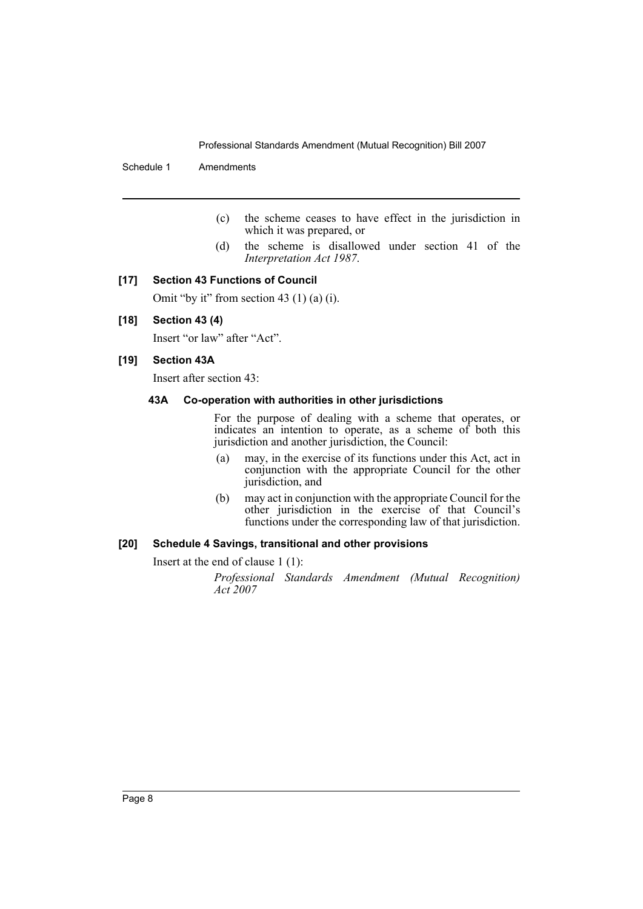(c) the scheme ceases to have effect in the jurisdiction in which it was prepared, or

(d) the scheme is disallowed under section 41 of the *Interpretation Act 1987*.

**[17] Section 43 Functions of Council**

Omit "by it" from section 43 (1) (a) (i).

**[18] Section 43 (4)**

Insert "or law" after "Act".

**[19] Section 43A**

Insert after section 43:

**43A Co-operation with authorities in other jurisdictions**

For the purpose of dealing with a scheme that operates, or indicates an intention to operate, as a scheme of both this jurisdiction and another jurisdiction, the Council:

(a) may, in the exercise of its functions under this Act, act in conjunction with the appropriate Council for the other jurisdiction, and

(b) may act in conjunction with the appropriate Council for the other jurisdiction in the exercise of that Council's functions under the corresponding law of that jurisdiction.

**[20] Schedule 4 Savings, transitional and other provisions**

Insert at the end of clause 1 (1):

*Professional Standards Amendment (Mutual Recognition) Act 2007*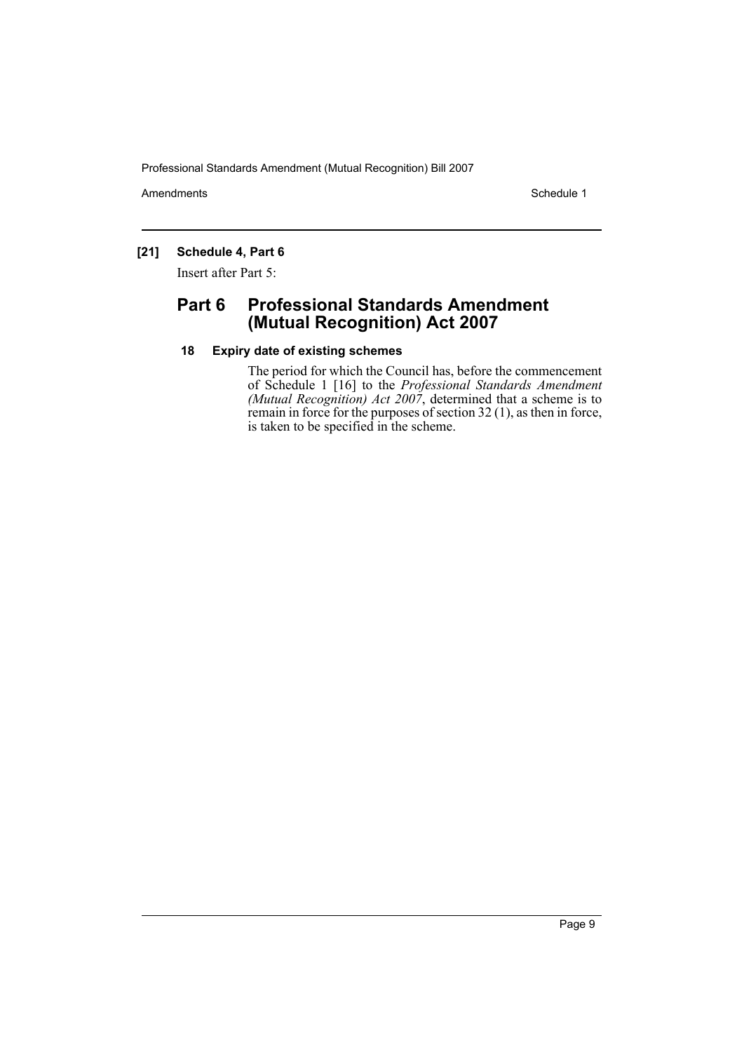**[21] Schedule 4, Part 6**

Insert after Part 5:

## Part 6 Professional Standards Amendment (Mutual Recognition) Act 2007

### 18 Expiry date of existing schemes

The period for which the Council has, before the commencement of Schedule 1 [16] to the *Professional Standards Amendment (Mutual Recognition) Act 2007*, determined that a scheme is to remain in force for the purposes of section 32 (1), as then in force, is taken to be specified in the scheme.